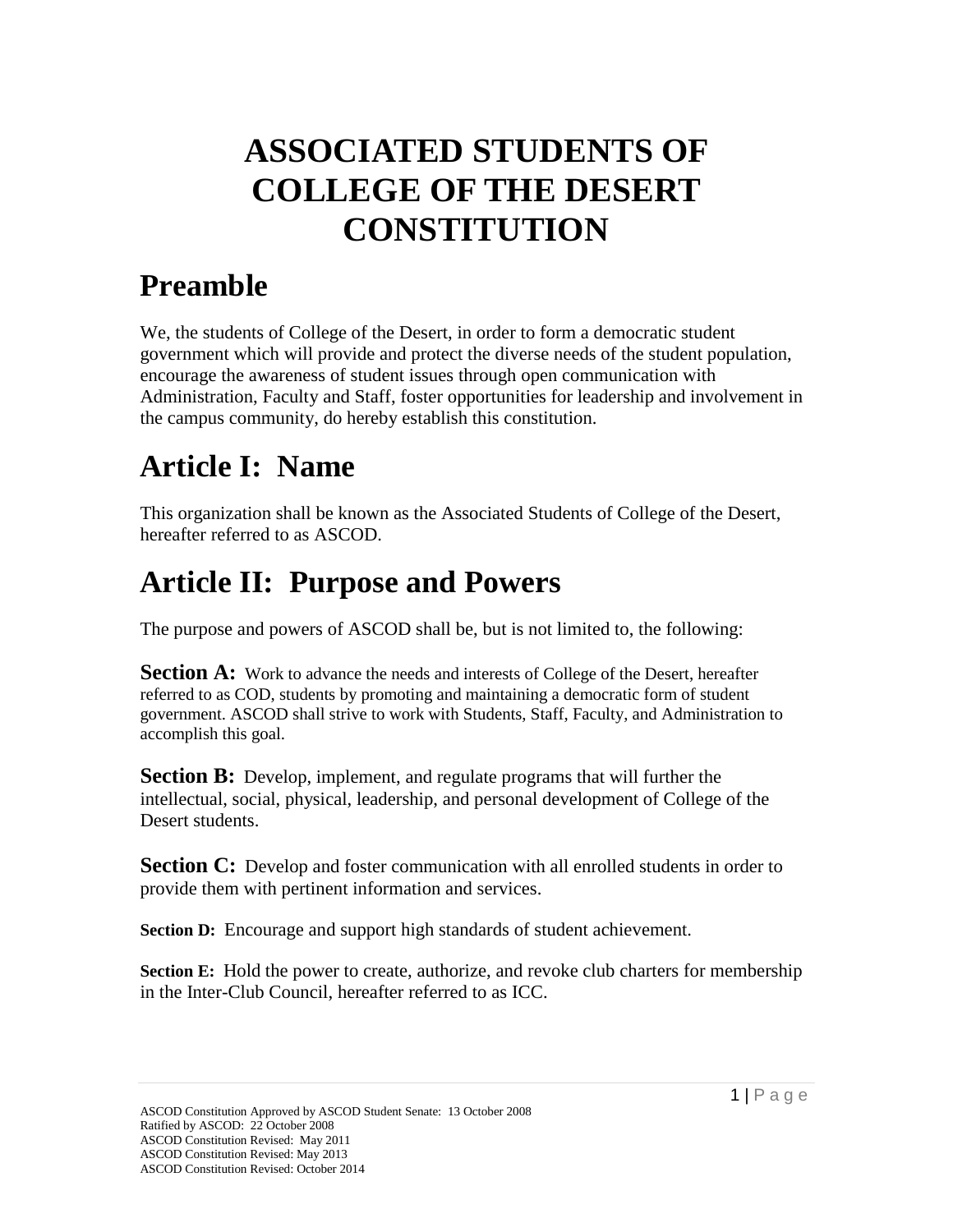# ASSOCIATED STUDENTS OF COLLEGE OF THE DESERT CONSTITUTION

## Preamble

We, the students of College of the Desert, in order to form a democratic student government which will provide and protect the diverse needs of the student population, encourage the awareness of student issues through open communication with Administration, Faculty and Staff, foster opportunities for leadership and involvement in the campus community, do hereby establish this constitution.

## Article I: Name

This organization shall be known as the Associated Students of College of the Desert, hereafter referred to as ASCOD.

## Article II: Purpose and Powers

The purpose and powers of ASCOD shall be, but is not limited to, the following:

**Section A:** Work to advance the needs and interests of College of the Desert, hereafter referred to as COD, students by promoting and maintaining a democratic form of student government. ASCOD shall strive to work with Students, Staff, Faculty, and Administration to accomplish this goal.

**Section B:** Develop, implement, and regulate programs that will further the intellectual, social, physical, leadership, and personal development of College of the Desert students.

**Section C:** Develop and foster communication with all enrolled students in order to provide them with pertinent information and services.

**Section D:** Encourage and support high standards of student achievement.

**Section E:** Hold the power to create, authorize, and revoke club charters for membership in the Inter-Club Council, hereafter referred to as ICC.

ASCOD Constitution Approved by ASCOD Student Senate: 13 October 2008
Ratified by ASCOD: 22 October 2008
ASCOD Constitution Revised: May 2011
ASCOD Constitution Revised: May 2013
ASCOD Constitution Revised: October 2014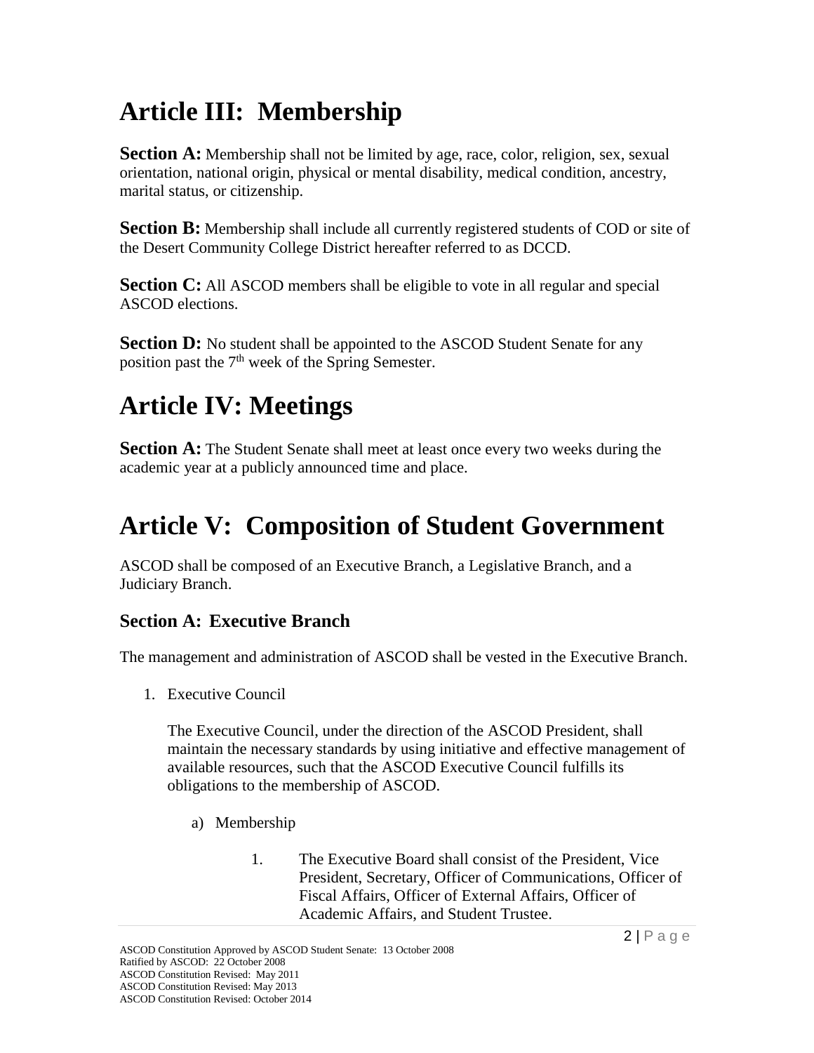# Article III:  Membership

**Section A:** Membership shall not be limited by age, race, color, religion, sex, sexual orientation, national origin, physical or mental disability, medical condition, ancestry, marital status, or citizenship.

**Section B:** Membership shall include all currently registered students of COD or site of the Desert Community College District hereafter referred to as DCCD.

**Section C:** All ASCOD members shall be eligible to vote in all regular and special ASCOD elections.

**Section D:** No student shall be appointed to the ASCOD Student Senate for any position past the 7th week of the Spring Semester.

# Article IV: Meetings

**Section A:** The Student Senate shall meet at least once every two weeks during the academic year at a publicly announced time and place.

# Article V:  Composition of Student Government

ASCOD shall be composed of an Executive Branch, a Legislative Branch, and a Judiciary Branch.

## Section A:  Executive Branch

The management and administration of ASCOD shall be vested in the Executive Branch.

1. Executive Council

   The Executive Council, under the direction of the ASCOD President, shall maintain the necessary standards by using initiative and effective management of available resources, such that the ASCOD Executive Council fulfills its obligations to the membership of ASCOD.

   a) Membership

      1. The Executive Board shall consist of the President, Vice President, Secretary, Officer of Communications, Officer of Fiscal Affairs, Officer of External Affairs, Officer of Academic Affairs, and Student Trustee.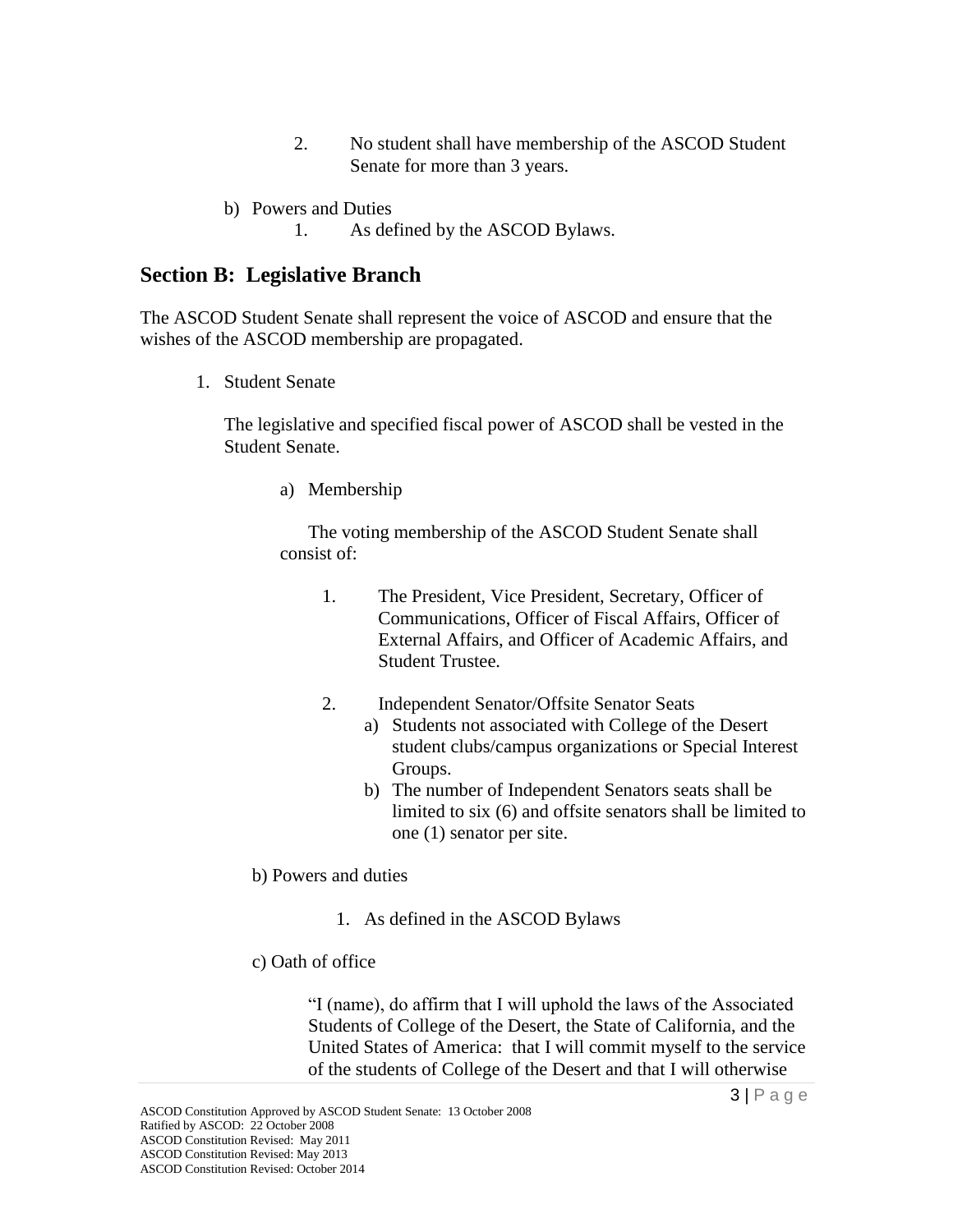2. No student shall have membership of the ASCOD Student Senate for more than 3 years.

b) Powers and Duties
   1. As defined by the ASCOD Bylaws.

## Section B: Legislative Branch

The ASCOD Student Senate shall represent the voice of ASCOD and ensure that the wishes of the ASCOD membership are propagated.

1. Student Senate

   The legislative and specified fiscal power of ASCOD shall be vested in the Student Senate.

   a) Membership

      The voting membership of the ASCOD Student Senate shall consist of:

      1. The President, Vice President, Secretary, Officer of Communications, Officer of Fiscal Affairs, Officer of External Affairs, and Officer of Academic Affairs, and Student Trustee.

      2. Independent Senator/Offsite Senator Seats
         a) Students not associated with College of the Desert student clubs/campus organizations or Special Interest Groups.
         b) The number of Independent Senators seats shall be limited to six (6) and offsite senators shall be limited to one (1) senator per site.

   b) Powers and duties

      1. As defined in the ASCOD Bylaws

   c) Oath of office

      "I (name), do affirm that I will uphold the laws of the Associated Students of College of the Desert, the State of California, and the United States of America: that I will commit myself to the service of the students of College of the Desert and that I will otherwise

ASCOD Constitution Approved by ASCOD Student Senate: 13 October 2008
Ratified by ASCOD: 22 October 2008
ASCOD Constitution Revised: May 2011
ASCOD Constitution Revised: May 2013
ASCOD Constitution Revised: October 2014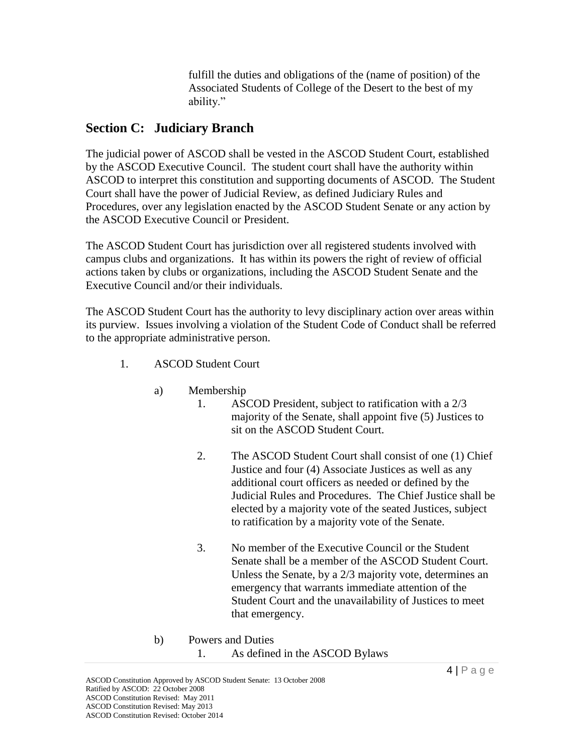fulfill the duties and obligations of the (name of position) of the Associated Students of College of the Desert to the best of my ability."

## Section C: Judiciary Branch

The judicial power of ASCOD shall be vested in the ASCOD Student Court, established by the ASCOD Executive Council. The student court shall have the authority within ASCOD to interpret this constitution and supporting documents of ASCOD. The Student Court shall have the power of Judicial Review, as defined Judiciary Rules and Procedures, over any legislation enacted by the ASCOD Student Senate or any action by the ASCOD Executive Council or President.

The ASCOD Student Court has jurisdiction over all registered students involved with campus clubs and organizations. It has within its powers the right of review of official actions taken by clubs or organizations, including the ASCOD Student Senate and the Executive Council and/or their individuals.

The ASCOD Student Court has the authority to levy disciplinary action over areas within its purview. Issues involving a violation of the Student Code of Conduct shall be referred to the appropriate administrative person.

1. ASCOD Student Court

   a) Membership

      1. ASCOD President, subject to ratification with a 2/3 majority of the Senate, shall appoint five (5) Justices to sit on the ASCOD Student Court.

      2. The ASCOD Student Court shall consist of one (1) Chief Justice and four (4) Associate Justices as well as any additional court officers as needed or defined by the Judicial Rules and Procedures. The Chief Justice shall be elected by a majority vote of the seated Justices, subject to ratification by a majority vote of the Senate.

      3. No member of the Executive Council or the Student Senate shall be a member of the ASCOD Student Court. Unless the Senate, by a 2/3 majority vote, determines an emergency that warrants immediate attention of the Student Court and the unavailability of Justices to meet that emergency.

   b) Powers and Duties

      1. As defined in the ASCOD Bylaws

ASCOD Constitution Approved by ASCOD Student Senate: 13 October 2008
Ratified by ASCOD: 22 October 2008
ASCOD Constitution Revised: May 2011
ASCOD Constitution Revised: May 2013
ASCOD Constitution Revised: October 2014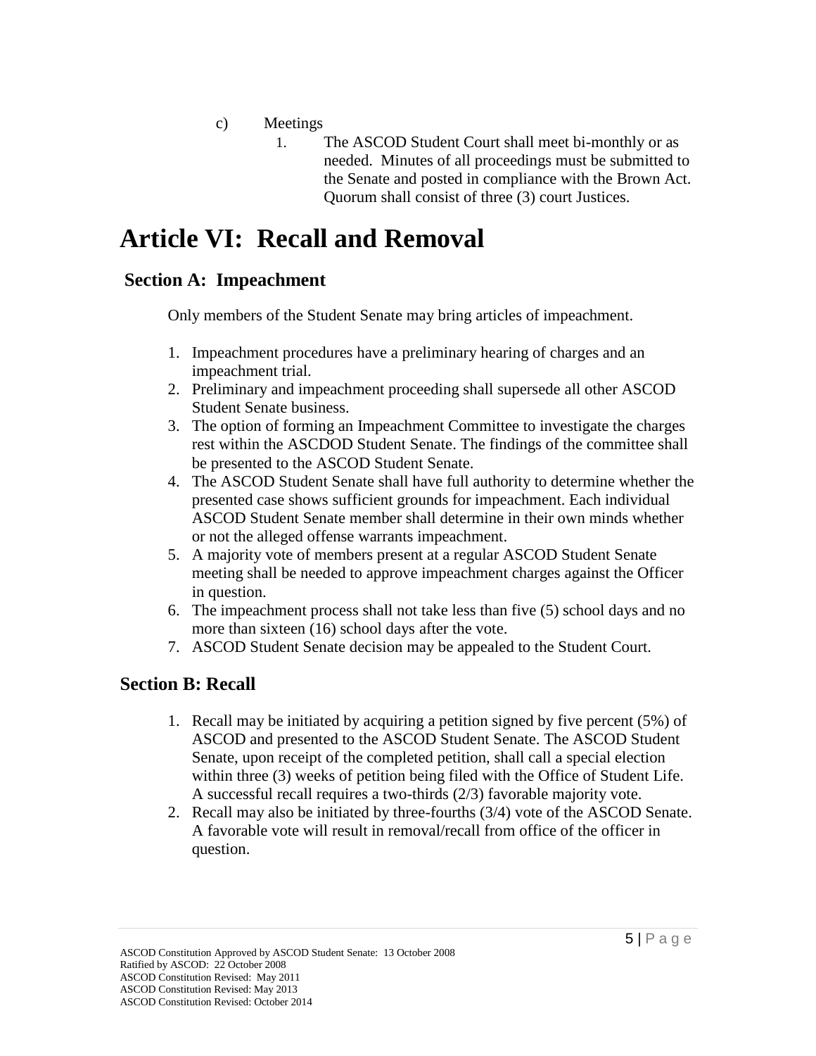c) Meetings

1. The ASCOD Student Court shall meet bi-monthly or as needed. Minutes of all proceedings must be submitted to the Senate and posted in compliance with the Brown Act. Quorum shall consist of three (3) court Justices.

# Article VI: Recall and Removal

## Section A: Impeachment

Only members of the Student Senate may bring articles of impeachment.

1. Impeachment procedures have a preliminary hearing of charges and an impeachment trial.
2. Preliminary and impeachment proceeding shall supersede all other ASCOD Student Senate business.
3. The option of forming an Impeachment Committee to investigate the charges rest within the ASCDOD Student Senate. The findings of the committee shall be presented to the ASCOD Student Senate.
4. The ASCOD Student Senate shall have full authority to determine whether the presented case shows sufficient grounds for impeachment. Each individual ASCOD Student Senate member shall determine in their own minds whether or not the alleged offense warrants impeachment.
5. A majority vote of members present at a regular ASCOD Student Senate meeting shall be needed to approve impeachment charges against the Officer in question.
6. The impeachment process shall not take less than five (5) school days and no more than sixteen (16) school days after the vote.
7. ASCOD Student Senate decision may be appealed to the Student Court.

## Section B: Recall

1. Recall may be initiated by acquiring a petition signed by five percent (5%) of ASCOD and presented to the ASCOD Student Senate. The ASCOD Student Senate, upon receipt of the completed petition, shall call a special election within three (3) weeks of petition being filed with the Office of Student Life. A successful recall requires a two-thirds (2/3) favorable majority vote.
2. Recall may also be initiated by three-fourths (3/4) vote of the ASCOD Senate. A favorable vote will result in removal/recall from office of the officer in question.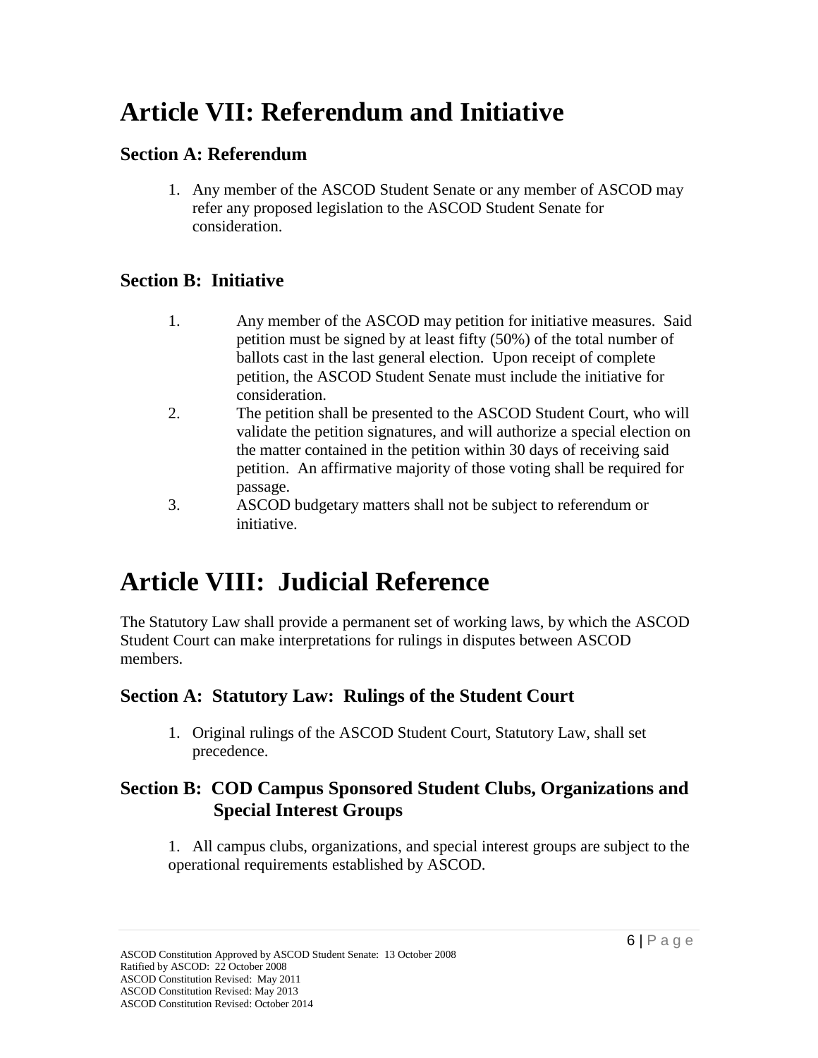# Article VII: Referendum and Initiative

## Section A: Referendum

1. Any member of the ASCOD Student Senate or any member of ASCOD may refer any proposed legislation to the ASCOD Student Senate for consideration.

## Section B: Initiative

1. Any member of the ASCOD may petition for initiative measures. Said petition must be signed by at least fifty (50%) of the total number of ballots cast in the last general election. Upon receipt of complete petition, the ASCOD Student Senate must include the initiative for consideration.
2. The petition shall be presented to the ASCOD Student Court, who will validate the petition signatures, and will authorize a special election on the matter contained in the petition within 30 days of receiving said petition. An affirmative majority of those voting shall be required for passage.
3. ASCOD budgetary matters shall not be subject to referendum or initiative.

# Article VIII: Judicial Reference

The Statutory Law shall provide a permanent set of working laws, by which the ASCOD Student Court can make interpretations for rulings in disputes between ASCOD members.

## Section A: Statutory Law: Rulings of the Student Court

1. Original rulings of the ASCOD Student Court, Statutory Law, shall set precedence.

## Section B: COD Campus Sponsored Student Clubs, Organizations and Special Interest Groups

1. All campus clubs, organizations, and special interest groups are subject to the operational requirements established by ASCOD.

ASCOD Constitution Approved by ASCOD Student Senate: 13 October 2008
Ratified by ASCOD: 22 October 2008
ASCOD Constitution Revised: May 2011
ASCOD Constitution Revised: May 2013
ASCOD Constitution Revised: October 2014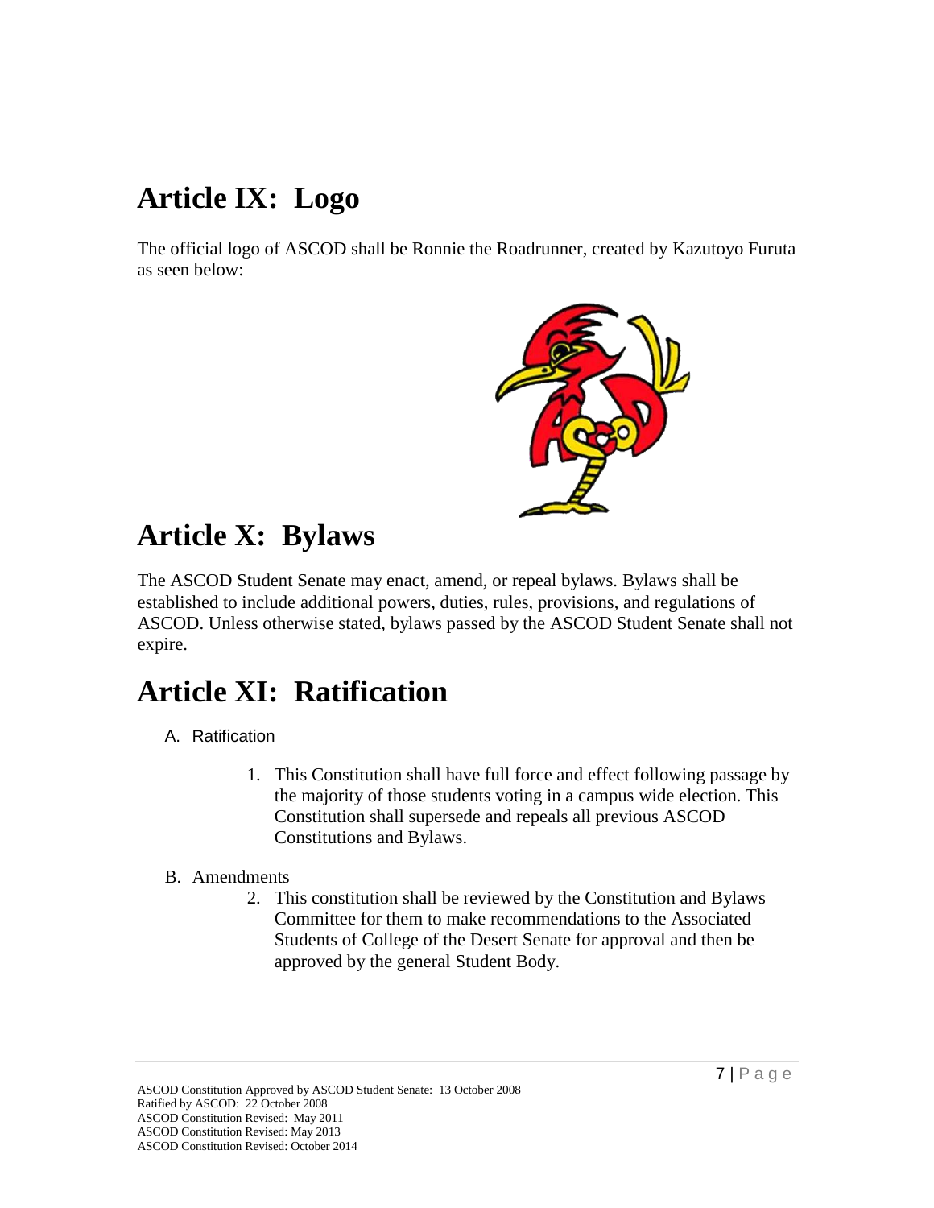# Article IX: Logo

The official logo of ASCOD shall be Ronnie the Roadrunner, created by Kazutoyo Furuta as seen below:

# Article X: Bylaws

The ASCOD Student Senate may enact, amend, or repeal bylaws. Bylaws shall be established to include additional powers, duties, rules, provisions, and regulations of ASCOD. Unless otherwise stated, bylaws passed by the ASCOD Student Senate shall not expire.

# Article XI: Ratification

A. Ratification

1. This Constitution shall have full force and effect following passage by the majority of those students voting in a campus wide election. This Constitution shall supersede and repeals all previous ASCOD Constitutions and Bylaws.

B. Amendments

2. This constitution shall be reviewed by the Constitution and Bylaws Committee for them to make recommendations to the Associated Students of College of the Desert Senate for approval and then be approved by the general Student Body.

ASCOD Constitution Approved by ASCOD Student Senate: 13 October 2008
Ratified by ASCOD: 22 October 2008
ASCOD Constitution Revised: May 2011
ASCOD Constitution Revised: May 2013
ASCOD Constitution Revised: October 2014